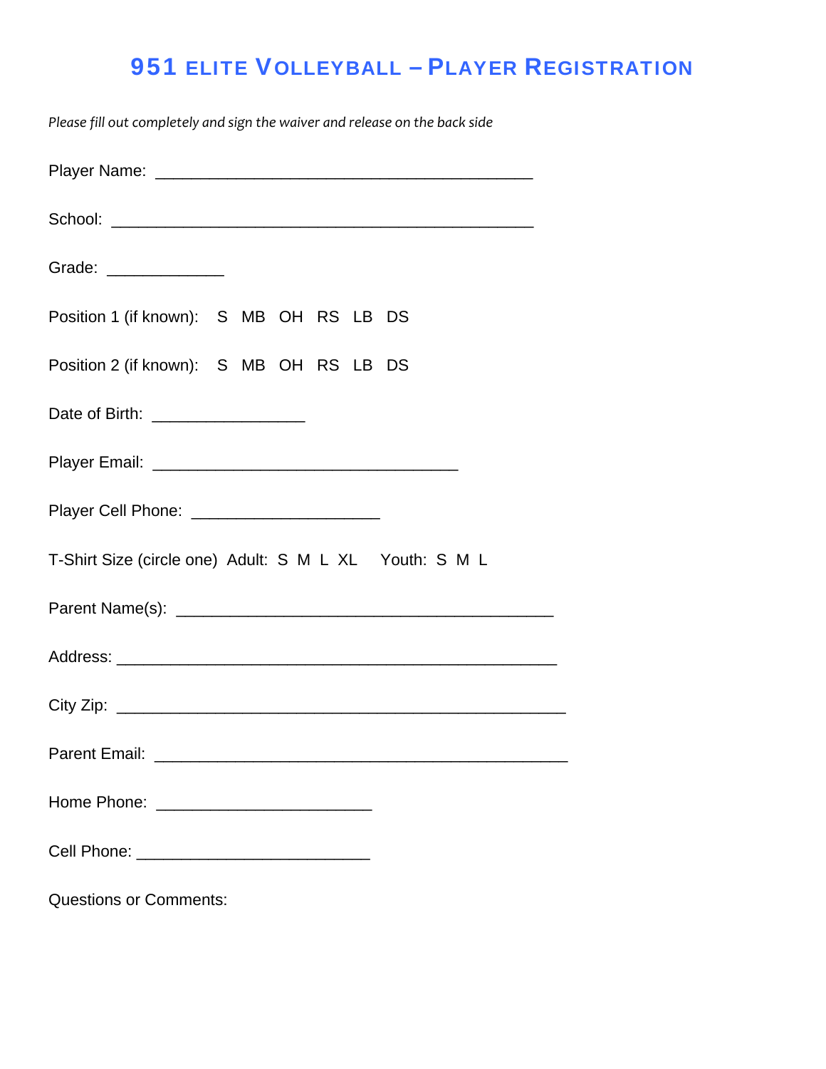# 951 Elite Volleyball – Player Registration

*Please fill out completely and sign the waiver and release on the back side*

Player Name: ___________________________________________

School: ________________________________________________

Grade: _____________

Position 1 (if known): S MB OH RS LB DS

Position 2 (if known): S MB OH RS LB DS

Date of Birth: _________________

Player Email: ___________________________________

Player Cell Phone: _____________________

T-Shirt Size (circle one) Adult: S M L XL Youth: S M L

Parent Name(s): ___________________________________________

Address: __________________________________________________

City Zip: ___________________________________________________

Parent Email: _______________________________________________

Home Phone: ________________________

Cell Phone: __________________________

Questions or Comments: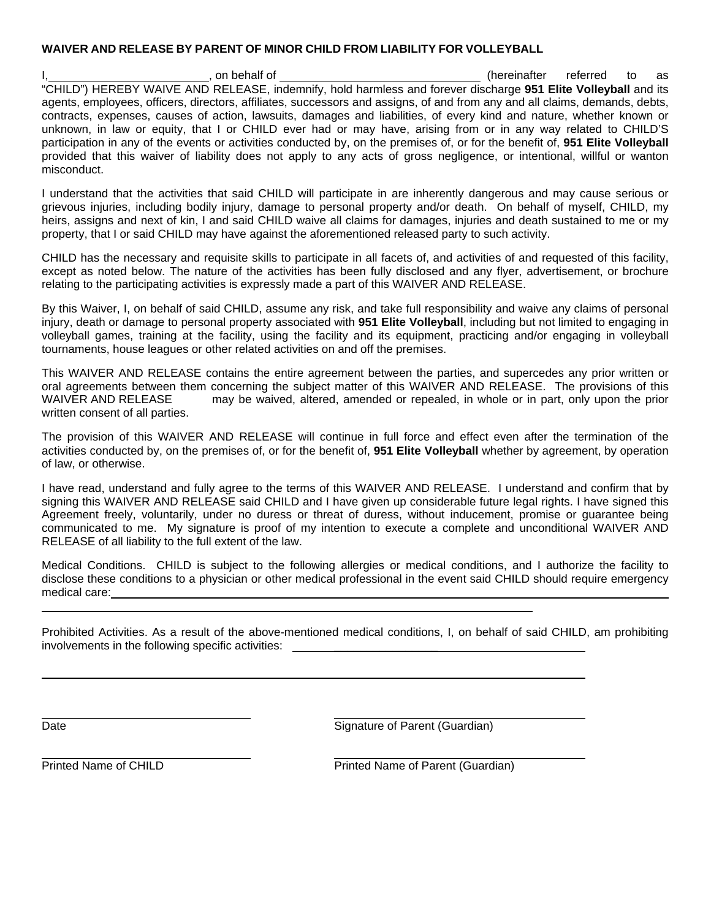**WAIVER AND RELEASE BY PARENT OF MINOR CHILD FROM LIABILITY FOR VOLLEYBALL**

I,_________________________, on behalf of _______________________________ (hereinafter referred to as "CHILD") HEREBY WAIVE AND RELEASE, indemnify, hold harmless and forever discharge **951 Elite Volleyball** and its agents, employees, officers, directors, affiliates, successors and assigns, of and from any and all claims, demands, debts, contracts, expenses, causes of action, lawsuits, damages and liabilities, of every kind and nature, whether known or unknown, in law or equity, that I or CHILD ever had or may have, arising from or in any way related to CHILD'S participation in any of the events or activities conducted by, on the premises of, or for the benefit of, **951 Elite Volleyball** provided that this waiver of liability does not apply to any acts of gross negligence, or intentional, willful or wanton misconduct.

I understand that the activities that said CHILD will participate in are inherently dangerous and may cause serious or grievous injuries, including bodily injury, damage to personal property and/or death. On behalf of myself, CHILD, my heirs, assigns and next of kin, I and said CHILD waive all claims for damages, injuries and death sustained to me or my property, that I or said CHILD may have against the aforementioned released party to such activity.

CHILD has the necessary and requisite skills to participate in all facets of, and activities of and requested of this facility, except as noted below. The nature of the activities has been fully disclosed and any flyer, advertisement, or brochure relating to the participating activities is expressly made a part of this WAIVER AND RELEASE.

By this Waiver, I, on behalf of said CHILD, assume any risk, and take full responsibility and waive any claims of personal injury, death or damage to personal property associated with **951 Elite Volleyball**, including but not limited to engaging in volleyball games, training at the facility, using the facility and its equipment, practicing and/or engaging in volleyball tournaments, house leagues or other related activities on and off the premises.

This WAIVER AND RELEASE contains the entire agreement between the parties, and supercedes any prior written or oral agreements between them concerning the subject matter of this WAIVER AND RELEASE. The provisions of this WAIVER AND RELEASE may be waived, altered, amended or repealed, in whole or in part, only upon the prior written consent of all parties.

The provision of this WAIVER AND RELEASE will continue in full force and effect even after the termination of the activities conducted by, on the premises of, or for the benefit of, **951 Elite Volleyball** whether by agreement, by operation of law, or otherwise.

I have read, understand and fully agree to the terms of this WAIVER AND RELEASE. I understand and confirm that by signing this WAIVER AND RELEASE said CHILD and I have given up considerable future legal rights. I have signed this Agreement freely, voluntarily, under no duress or threat of duress, without inducement, promise or guarantee being communicated to me. My signature is proof of my intention to execute a complete and unconditional WAIVER AND RELEASE of all liability to the full extent of the law.

Medical Conditions. CHILD is subject to the following allergies or medical conditions, and I authorize the facility to disclose these conditions to a physician or other medical professional in the event said CHILD should require emergency medical care:______________________________________________________________________

______________________________________________________________________

Prohibited Activities. As a result of the above-mentioned medical conditions, I, on behalf of said CHILD, am prohibiting involvements in the following specific activities: ______________________________________

______________________________________________________________________

_______________________________ Date

_______________________________ Signature of Parent (Guardian)

_______________________________ Printed Name of CHILD

_______________________________ Printed Name of Parent (Guardian)